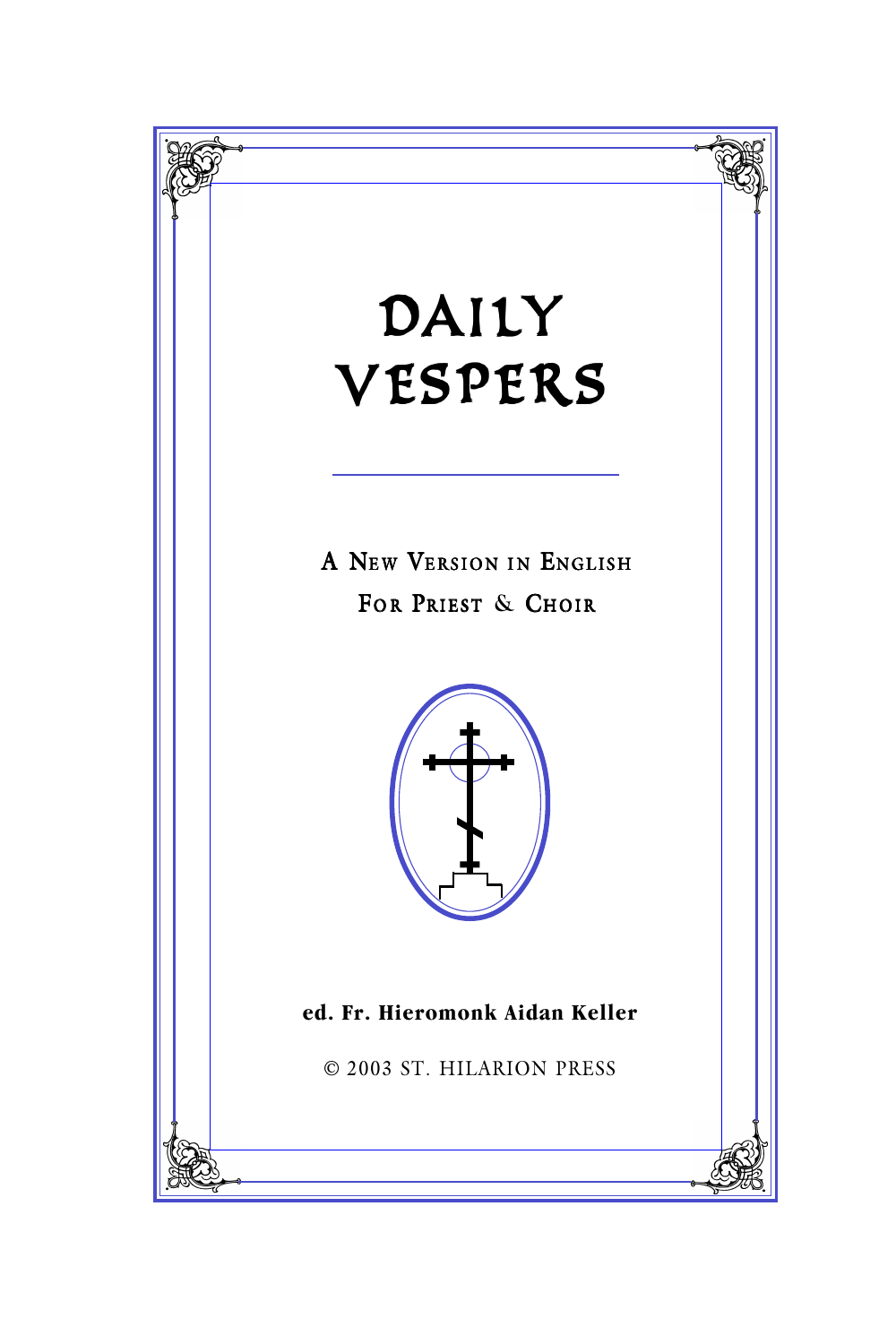# DAILY VESPERS

A New Version in English

For Priest & Choir

**ed. Fr. Hieromonk Aidan Keller**

© 2003 ST. HILARION PRESS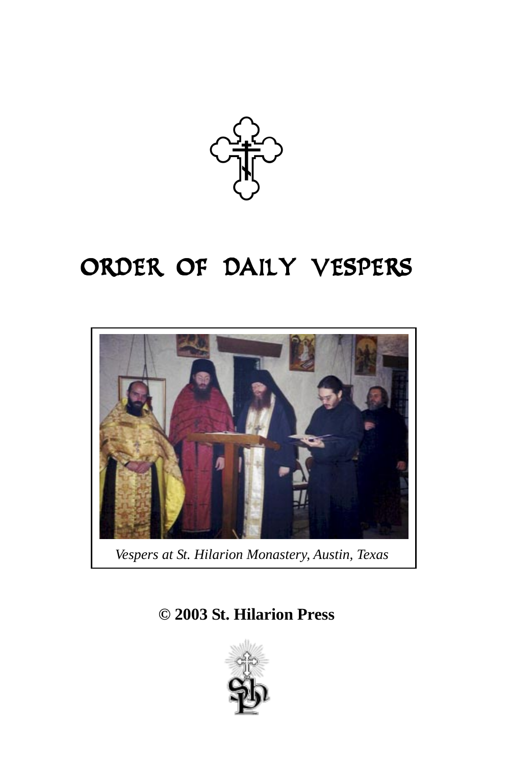# ORDER OF DAILY VESPERS

*Vespers at St. Hilarion Monastery, Austin, Texas*

**© 2003 St. Hilarion Press**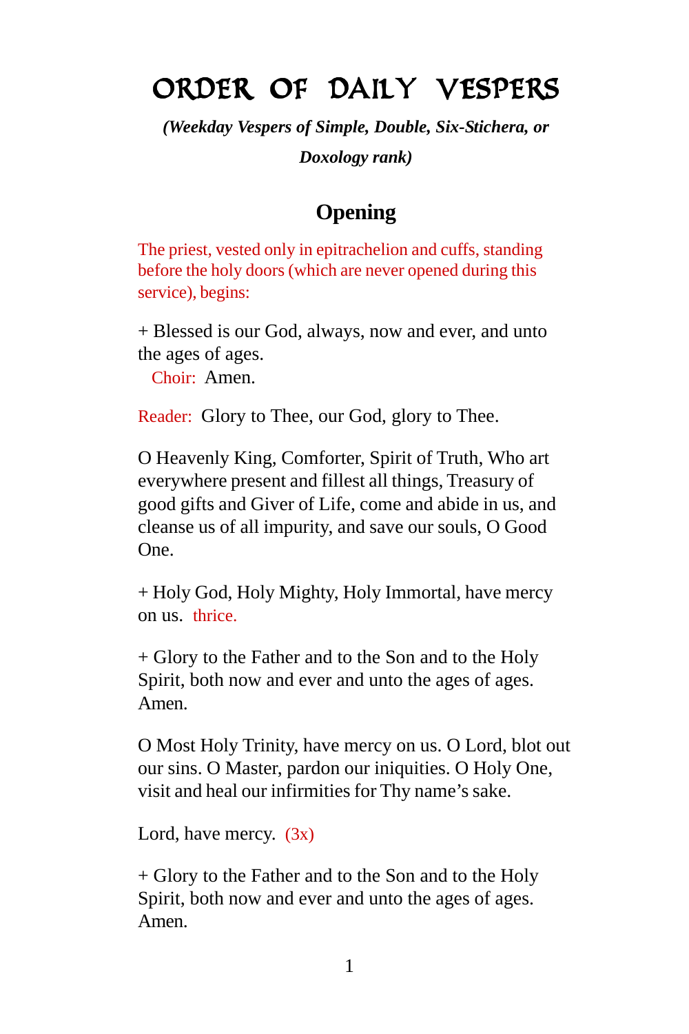# ORDER OF DAILY VESPERS

***(Weekday Vespers of Simple, Double, Six-Stichera, or Doxology rank)***

## Opening

The priest, vested only in epitrachelion and cuffs, standing before the holy doors (which are never opened during this service), begins:

+ Blessed is our God, always, now and ever, and unto the ages of ages.
  Choir: Amen.

Reader: Glory to Thee, our God, glory to Thee.

O Heavenly King, Comforter, Spirit of Truth, Who art everywhere present and fillest all things, Treasury of good gifts and Giver of Life, come and abide in us, and cleanse us of all impurity, and save our souls, O Good One.

+ Holy God, Holy Mighty, Holy Immortal, have mercy on us. thrice.

+ Glory to the Father and to the Son and to the Holy Spirit, both now and ever and unto the ages of ages. Amen.

O Most Holy Trinity, have mercy on us. O Lord, blot out our sins. O Master, pardon our iniquities. O Holy One, visit and heal our infirmities for Thy name's sake.

Lord, have mercy. (3x)

+ Glory to the Father and to the Son and to the Holy Spirit, both now and ever and unto the ages of ages. Amen.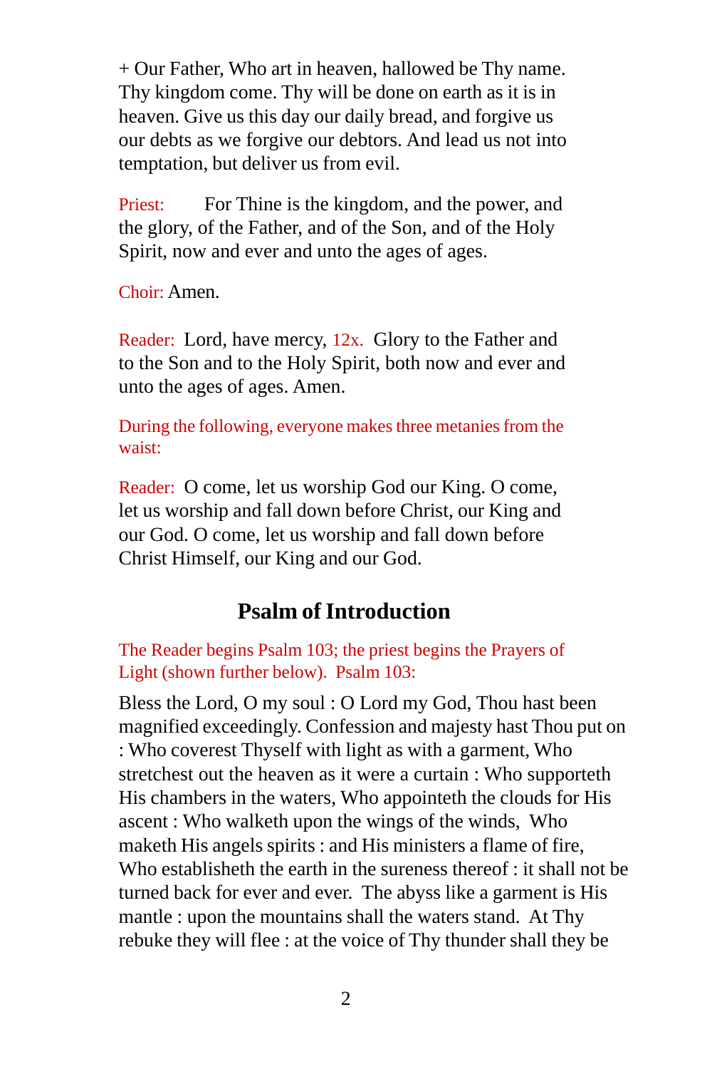+ Our Father, Who art in heaven, hallowed be Thy name. Thy kingdom come. Thy will be done on earth as it is in heaven. Give us this day our daily bread, and forgive us our debts as we forgive our debtors. And lead us not into temptation, but deliver us from evil.

Priest: For Thine is the kingdom, and the power, and the glory, of the Father, and of the Son, and of the Holy Spirit, now and ever and unto the ages of ages.

Choir: Amen.

Reader: Lord, have mercy, 12x. Glory to the Father and to the Son and to the Holy Spirit, both now and ever and unto the ages of ages. Amen.

During the following, everyone makes three metanies from the waist:

Reader: O come, let us worship God our King. O come, let us worship and fall down before Christ, our King and our God. O come, let us worship and fall down before Christ Himself, our King and our God.

## Psalm of Introduction

The Reader begins Psalm 103; the priest begins the Prayers of Light (shown further below). Psalm 103:

Bless the Lord, O my soul : O Lord my God, Thou hast been magnified exceedingly. Confession and majesty hast Thou put on : Who coverest Thyself with light as with a garment, Who stretchest out the heaven as it were a curtain : Who supporteth His chambers in the waters, Who appointeth the clouds for His ascent : Who walketh upon the wings of the winds, Who maketh His angels spirits : and His ministers a flame of fire, Who establisheth the earth in the sureness thereof : it shall not be turned back for ever and ever. The abyss like a garment is His mantle : upon the mountains shall the waters stand. At Thy rebuke they will flee : at the voice of Thy thunder shall they be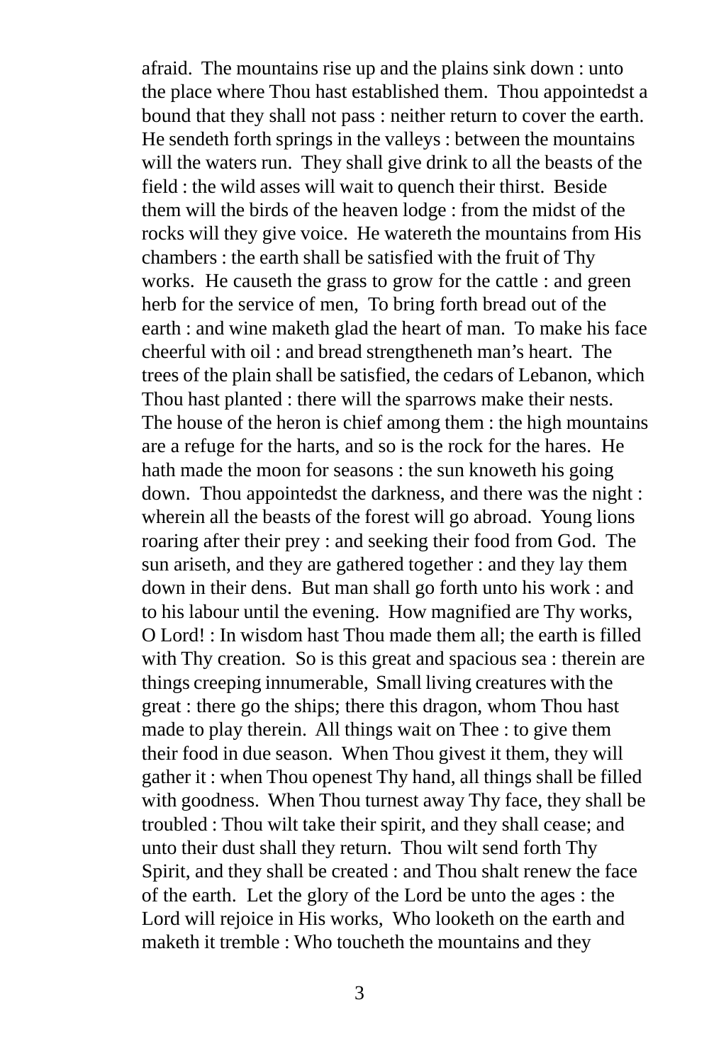afraid. The mountains rise up and the plains sink down : unto the place where Thou hast established them. Thou appointedst a bound that they shall not pass : neither return to cover the earth. He sendeth forth springs in the valleys : between the mountains will the waters run. They shall give drink to all the beasts of the field : the wild asses will wait to quench their thirst. Beside them will the birds of the heaven lodge : from the midst of the rocks will they give voice. He watereth the mountains from His chambers : the earth shall be satisfied with the fruit of Thy works. He causeth the grass to grow for the cattle : and green herb for the service of men, To bring forth bread out of the earth : and wine maketh glad the heart of man. To make his face cheerful with oil : and bread strengtheneth man's heart. The trees of the plain shall be satisfied, the cedars of Lebanon, which Thou hast planted : there will the sparrows make their nests. The house of the heron is chief among them : the high mountains are a refuge for the harts, and so is the rock for the hares. He hath made the moon for seasons : the sun knoweth his going down. Thou appointedst the darkness, and there was the night : wherein all the beasts of the forest will go abroad. Young lions roaring after their prey : and seeking their food from God. The sun ariseth, and they are gathered together : and they lay them down in their dens. But man shall go forth unto his work : and to his labour until the evening. How magnified are Thy works, O Lord! : In wisdom hast Thou made them all; the earth is filled with Thy creation. So is this great and spacious sea : therein are things creeping innumerable, Small living creatures with the great : there go the ships; there this dragon, whom Thou hast made to play therein. All things wait on Thee : to give them their food in due season. When Thou givest it them, they will gather it : when Thou openest Thy hand, all things shall be filled with goodness. When Thou turnest away Thy face, they shall be troubled : Thou wilt take their spirit, and they shall cease; and unto their dust shall they return. Thou wilt send forth Thy Spirit, and they shall be created : and Thou shalt renew the face of the earth. Let the glory of the Lord be unto the ages : the Lord will rejoice in His works, Who looketh on the earth and maketh it tremble : Who toucheth the mountains and they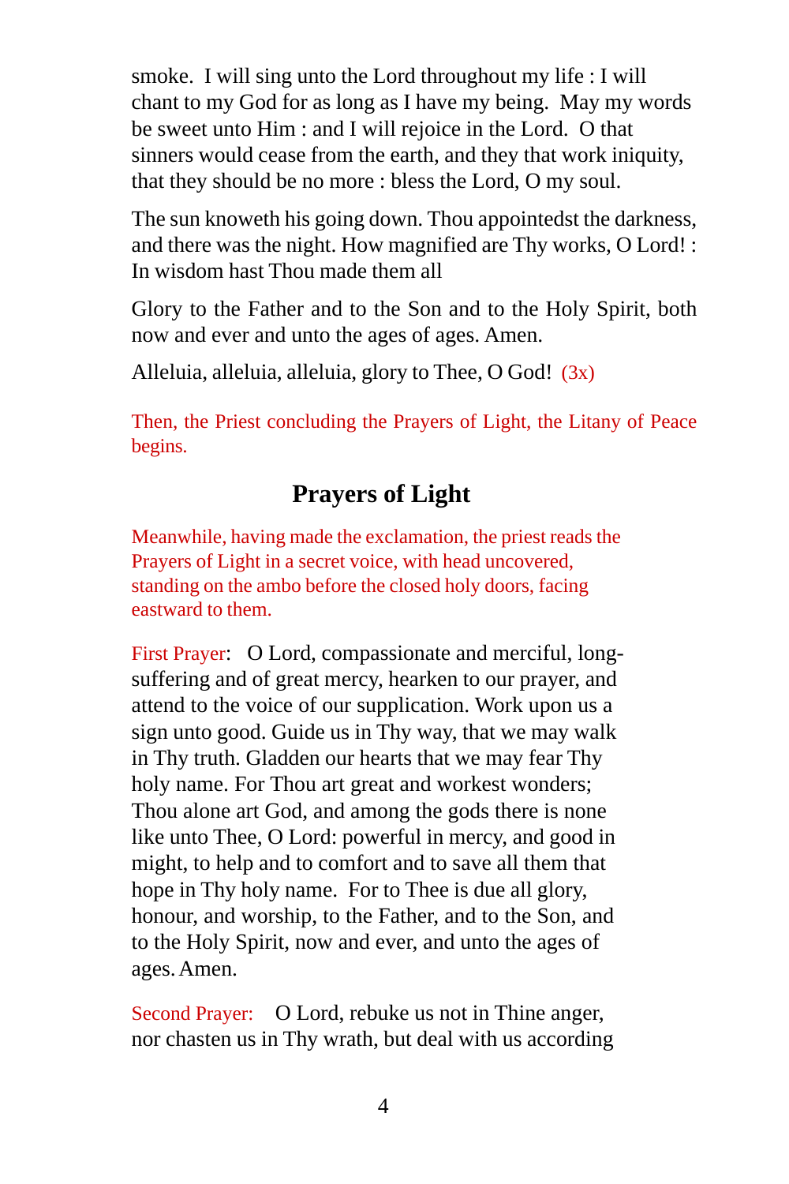smoke. I will sing unto the Lord throughout my life : I will chant to my God for as long as I have my being. May my words be sweet unto Him : and I will rejoice in the Lord. O that sinners would cease from the earth, and they that work iniquity, that they should be no more : bless the Lord, O my soul.

The sun knoweth his going down. Thou appointedst the darkness, and there was the night. How magnified are Thy works, O Lord! : In wisdom hast Thou made them all

Glory to the Father and to the Son and to the Holy Spirit, both now and ever and unto the ages of ages. Amen.

Alleluia, alleluia, alleluia, glory to Thee, O God! (3x)

Then, the Priest concluding the Prayers of Light, the Litany of Peace begins.

## Prayers of Light

Meanwhile, having made the exclamation, the priest reads the Prayers of Light in a secret voice, with head uncovered, standing on the ambo before the closed holy doors, facing eastward to them.

First Prayer: O Lord, compassionate and merciful, long-suffering and of great mercy, hearken to our prayer, and attend to the voice of our supplication. Work upon us a sign unto good. Guide us in Thy way, that we may walk in Thy truth. Gladden our hearts that we may fear Thy holy name. For Thou art great and workest wonders; Thou alone art God, and among the gods there is none like unto Thee, O Lord: powerful in mercy, and good in might, to help and to comfort and to save all them that hope in Thy holy name. For to Thee is due all glory, honour, and worship, to the Father, and to the Son, and to the Holy Spirit, now and ever, and unto the ages of ages. Amen.

Second Prayer: O Lord, rebuke us not in Thine anger, nor chasten us in Thy wrath, but deal with us according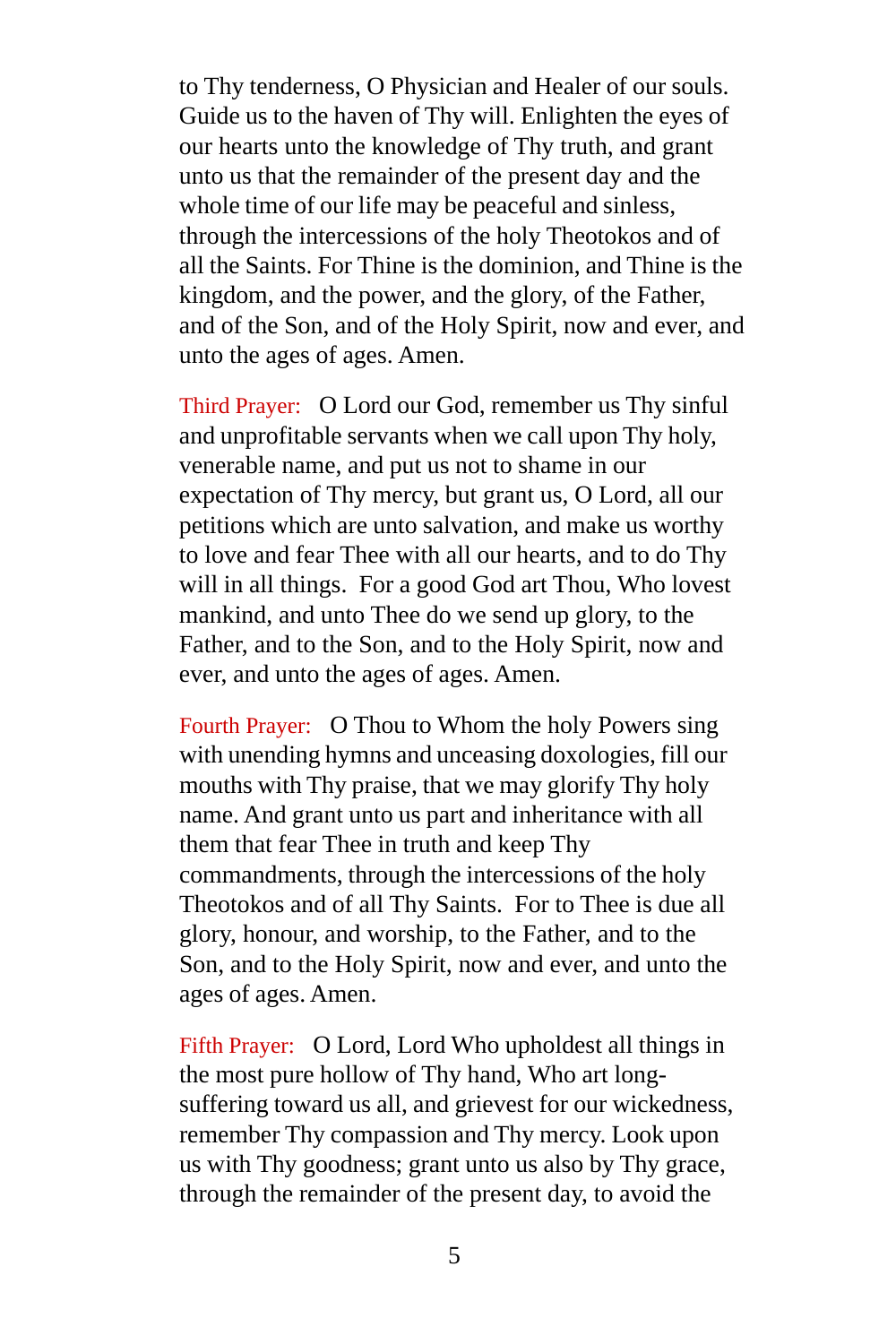to Thy tenderness, O Physician and Healer of our souls. Guide us to the haven of Thy will. Enlighten the eyes of our hearts unto the knowledge of Thy truth, and grant unto us that the remainder of the present day and the whole time of our life may be peaceful and sinless, through the intercessions of the holy Theotokos and of all the Saints. For Thine is the dominion, and Thine is the kingdom, and the power, and the glory, of the Father, and of the Son, and of the Holy Spirit, now and ever, and unto the ages of ages. Amen.

Third Prayer: O Lord our God, remember us Thy sinful and unprofitable servants when we call upon Thy holy, venerable name, and put us not to shame in our expectation of Thy mercy, but grant us, O Lord, all our petitions which are unto salvation, and make us worthy to love and fear Thee with all our hearts, and to do Thy will in all things. For a good God art Thou, Who lovest mankind, and unto Thee do we send up glory, to the Father, and to the Son, and to the Holy Spirit, now and ever, and unto the ages of ages. Amen.

Fourth Prayer: O Thou to Whom the holy Powers sing with unending hymns and unceasing doxologies, fill our mouths with Thy praise, that we may glorify Thy holy name. And grant unto us part and inheritance with all them that fear Thee in truth and keep Thy commandments, through the intercessions of the holy Theotokos and of all Thy Saints. For to Thee is due all glory, honour, and worship, to the Father, and to the Son, and to the Holy Spirit, now and ever, and unto the ages of ages. Amen.

Fifth Prayer: O Lord, Lord Who upholdest all things in the most pure hollow of Thy hand, Who art long-suffering toward us all, and grievest for our wickedness, remember Thy compassion and Thy mercy. Look upon us with Thy goodness; grant unto us also by Thy grace, through the remainder of the present day, to avoid the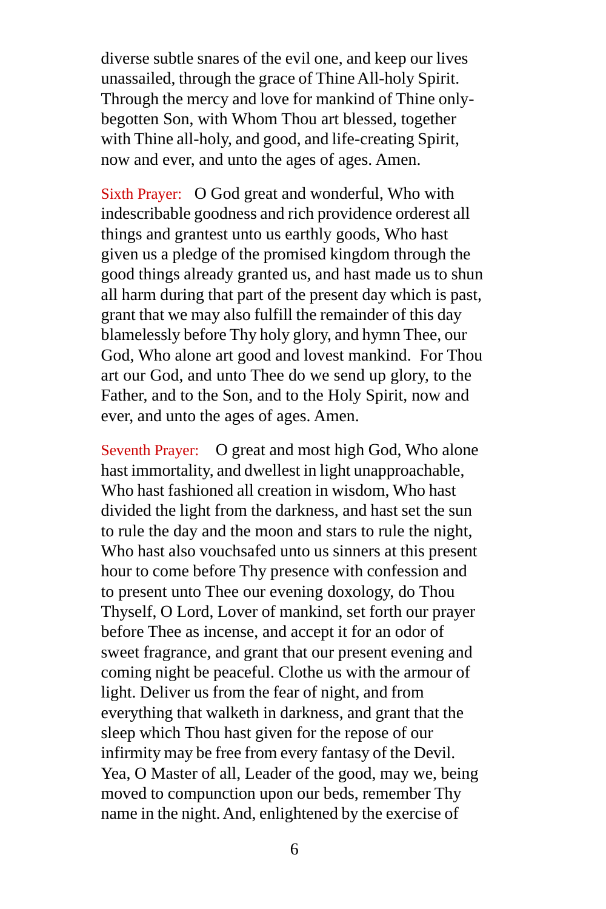diverse subtle snares of the evil one, and keep our lives unassailed, through the grace of Thine All-holy Spirit. Through the mercy and love for mankind of Thine only-begotten Son, with Whom Thou art blessed, together with Thine all-holy, and good, and life-creating Spirit, now and ever, and unto the ages of ages. Amen.

Sixth Prayer: O God great and wonderful, Who with indescribable goodness and rich providence orderest all things and grantest unto us earthly goods, Who hast given us a pledge of the promised kingdom through the good things already granted us, and hast made us to shun all harm during that part of the present day which is past, grant that we may also fulfill the remainder of this day blamelessly before Thy holy glory, and hymn Thee, our God, Who alone art good and lovest mankind. For Thou art our God, and unto Thee do we send up glory, to the Father, and to the Son, and to the Holy Spirit, now and ever, and unto the ages of ages. Amen.

Seventh Prayer: O great and most high God, Who alone hast immortality, and dwellest in light unapproachable, Who hast fashioned all creation in wisdom, Who hast divided the light from the darkness, and hast set the sun to rule the day and the moon and stars to rule the night, Who hast also vouchsafed unto us sinners at this present hour to come before Thy presence with confession and to present unto Thee our evening doxology, do Thou Thyself, O Lord, Lover of mankind, set forth our prayer before Thee as incense, and accept it for an odor of sweet fragrance, and grant that our present evening and coming night be peaceful. Clothe us with the armour of light. Deliver us from the fear of night, and from everything that walketh in darkness, and grant that the sleep which Thou hast given for the repose of our infirmity may be free from every fantasy of the Devil. Yea, O Master of all, Leader of the good, may we, being moved to compunction upon our beds, remember Thy name in the night. And, enlightened by the exercise of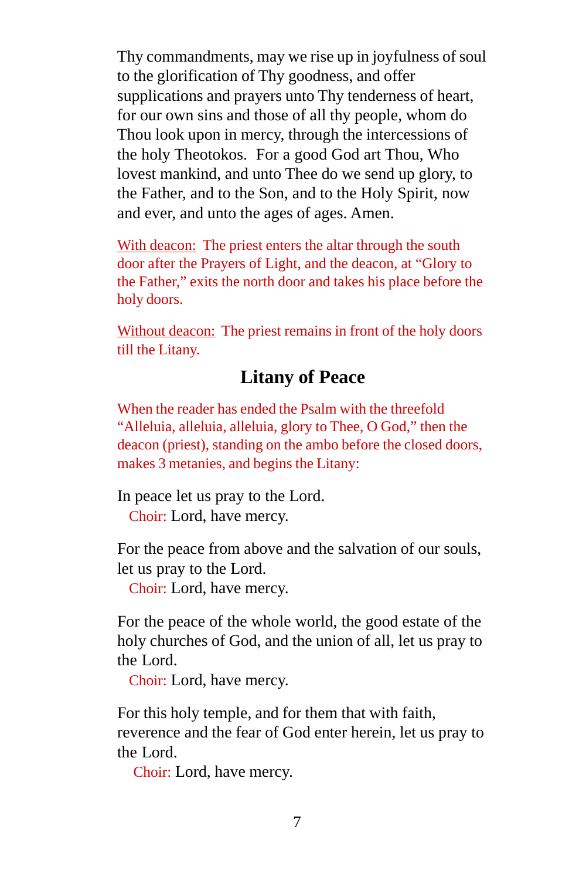Thy commandments, may we rise up in joyfulness of soul to the glorification of Thy goodness, and offer supplications and prayers unto Thy tenderness of heart, for our own sins and those of all thy people, whom do Thou look upon in mercy, through the intercessions of the holy Theotokos. For a good God art Thou, Who lovest mankind, and unto Thee do we send up glory, to the Father, and to the Son, and to the Holy Spirit, now and ever, and unto the ages of ages. Amen.

With deacon: The priest enters the altar through the south door after the Prayers of Light, and the deacon, at "Glory to the Father," exits the north door and takes his place before the holy doors.

Without deacon: The priest remains in front of the holy doors till the Litany.

## Litany of Peace

When the reader has ended the Psalm with the threefold "Alleluia, alleluia, alleluia, glory to Thee, O God," then the deacon (priest), standing on the ambo before the closed doors, makes 3 metanies, and begins the Litany:

In peace let us pray to the Lord.
Choir: Lord, have mercy.

For the peace from above and the salvation of our souls, let us pray to the Lord.
Choir: Lord, have mercy.

For the peace of the whole world, the good estate of the holy churches of God, and the union of all, let us pray to the Lord.
Choir: Lord, have mercy.

For this holy temple, and for them that with faith, reverence and the fear of God enter herein, let us pray to the Lord.
Choir: Lord, have mercy.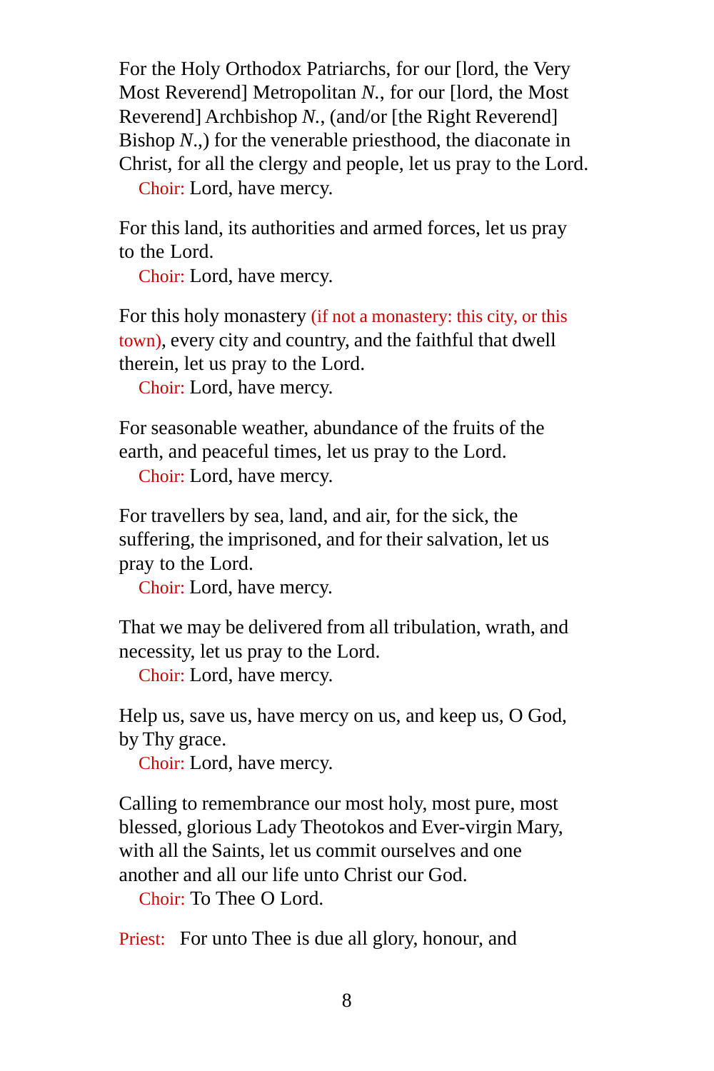For the Holy Orthodox Patriarchs, for our [lord, the Very Most Reverend] Metropolitan *N.*, for our [lord, the Most Reverend] Archbishop *N.*, (and/or [the Right Reverend] Bishop *N.*,) for the venerable priesthood, the diaconate in Christ, for all the clergy and people, let us pray to the Lord.

Choir: Lord, have mercy.

For this land, its authorities and armed forces, let us pray to the Lord.

Choir: Lord, have mercy.

For this holy monastery (if not a monastery: this city, or this town), every city and country, and the faithful that dwell therein, let us pray to the Lord.

Choir: Lord, have mercy.

For seasonable weather, abundance of the fruits of the earth, and peaceful times, let us pray to the Lord.

Choir: Lord, have mercy.

For travellers by sea, land, and air, for the sick, the suffering, the imprisoned, and for their salvation, let us pray to the Lord.

Choir: Lord, have mercy.

That we may be delivered from all tribulation, wrath, and necessity, let us pray to the Lord.

Choir: Lord, have mercy.

Help us, save us, have mercy on us, and keep us, O God, by Thy grace.

Choir: Lord, have mercy.

Calling to remembrance our most holy, most pure, most blessed, glorious Lady Theotokos and Ever-virgin Mary, with all the Saints, let us commit ourselves and one another and all our life unto Christ our God.

Choir: To Thee O Lord.

Priest: For unto Thee is due all glory, honour, and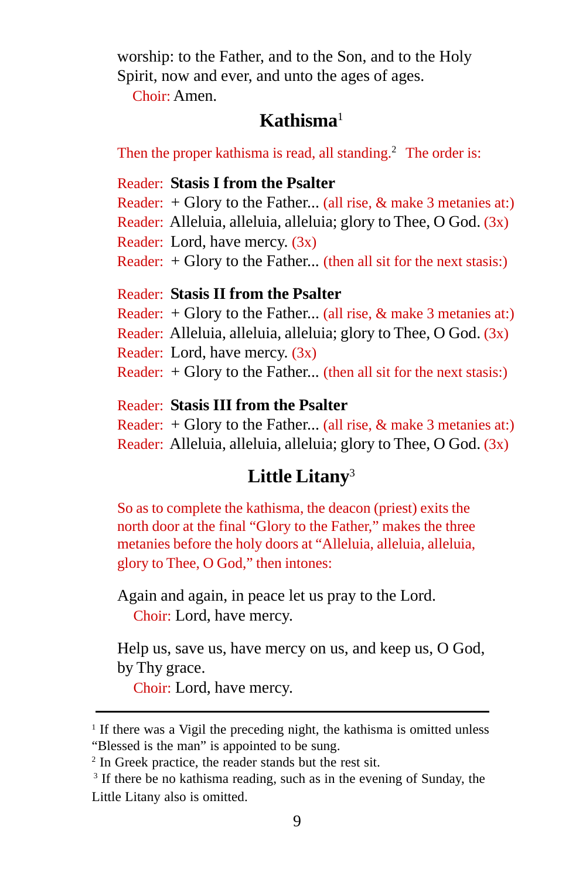worship: to the Father, and to the Son, and to the Holy Spirit, now and ever, and unto the ages of ages.

Choir: Amen.

## Kathisma[1]

Then the proper kathisma is read, all standing.[2] The order is:

Reader: **Stasis I from the Psalter**
Reader: + Glory to the Father... (all rise, & make 3 metanies at:)
Reader: Alleluia, alleluia, alleluia; glory to Thee, O God. (3x)
Reader: Lord, have mercy. (3x)
Reader: + Glory to the Father... (then all sit for the next stasis:)

Reader: **Stasis II from the Psalter**
Reader: + Glory to the Father... (all rise, & make 3 metanies at:)
Reader: Alleluia, alleluia, alleluia; glory to Thee, O God. (3x)
Reader: Lord, have mercy. (3x)
Reader: + Glory to the Father... (then all sit for the next stasis:)

Reader: **Stasis III from the Psalter**
Reader: + Glory to the Father... (all rise, & make 3 metanies at:)
Reader: Alleluia, alleluia, alleluia; glory to Thee, O God. (3x)

## Little Litany[3]

So as to complete the kathisma, the deacon (priest) exits the north door at the final “Glory to the Father,” makes the three metanies before the holy doors at “Alleluia, alleluia, alleluia, glory to Thee, O God,” then intones:

Again and again, in peace let us pray to the Lord.

Choir: Lord, have mercy.

Help us, save us, have mercy on us, and keep us, O God, by Thy grace.

Choir: Lord, have mercy.

---

[1] If there was a Vigil the preceding night, the kathisma is omitted unless “Blessed is the man” is appointed to be sung.

[2] In Greek practice, the reader stands but the rest sit.

[3] If there be no kathisma reading, such as in the evening of Sunday, the Little Litany also is omitted.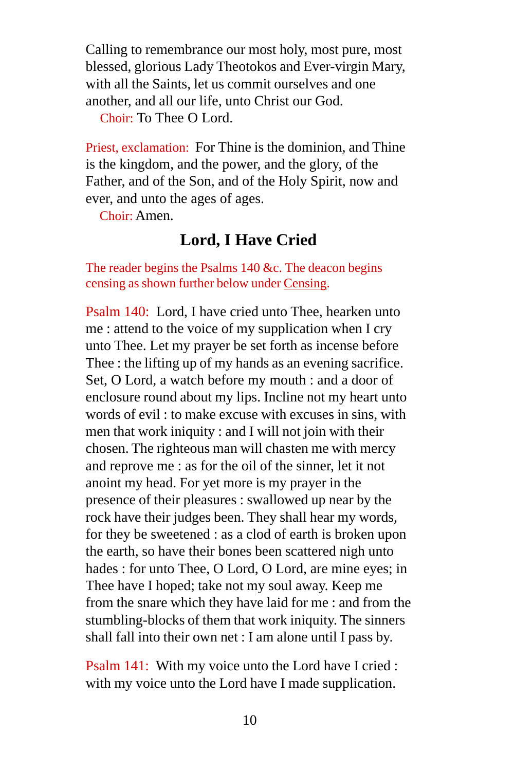Calling to remembrance our most holy, most pure, most blessed, glorious Lady Theotokos and Ever-virgin Mary, with all the Saints, let us commit ourselves and one another, and all our life, unto Christ our God.

Choir: To Thee O Lord.

Priest, exclamation: For Thine is the dominion, and Thine is the kingdom, and the power, and the glory, of the Father, and of the Son, and of the Holy Spirit, now and ever, and unto the ages of ages.

Choir: Amen.

## Lord, I Have Cried

The reader begins the Psalms 140 &c. The deacon begins censing as shown further below under Censing.

Psalm 140: Lord, I have cried unto Thee, hearken unto me : attend to the voice of my supplication when I cry unto Thee. Let my prayer be set forth as incense before Thee : the lifting up of my hands as an evening sacrifice. Set, O Lord, a watch before my mouth : and a door of enclosure round about my lips. Incline not my heart unto words of evil : to make excuse with excuses in sins, with men that work iniquity : and I will not join with their chosen. The righteous man will chasten me with mercy and reprove me : as for the oil of the sinner, let it not anoint my head. For yet more is my prayer in the presence of their pleasures : swallowed up near by the rock have their judges been. They shall hear my words, for they be sweetened : as a clod of earth is broken upon the earth, so have their bones been scattered nigh unto hades : for unto Thee, O Lord, O Lord, are mine eyes; in Thee have I hoped; take not my soul away. Keep me from the snare which they have laid for me : and from the stumbling-blocks of them that work iniquity. The sinners shall fall into their own net : I am alone until I pass by.

Psalm 141: With my voice unto the Lord have I cried : with my voice unto the Lord have I made supplication.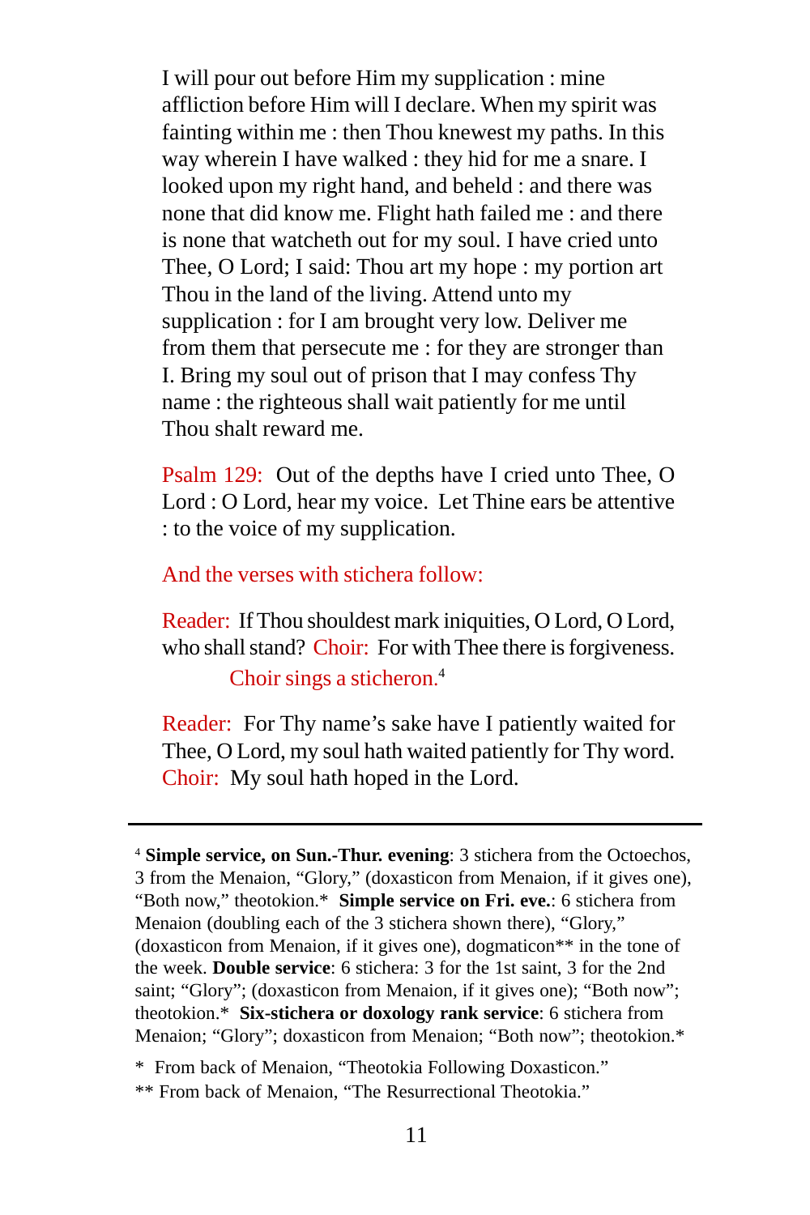I will pour out before Him my supplication : mine affliction before Him will I declare. When my spirit was fainting within me : then Thou knewest my paths. In this way wherein I have walked : they hid for me a snare. I looked upon my right hand, and beheld : and there was none that did know me. Flight hath failed me : and there is none that watcheth out for my soul. I have cried unto Thee, O Lord; I said: Thou art my hope : my portion art Thou in the land of the living. Attend unto my supplication : for I am brought very low. Deliver me from them that persecute me : for they are stronger than I. Bring my soul out of prison that I may confess Thy name : the righteous shall wait patiently for me until Thou shalt reward me.

Psalm 129: Out of the depths have I cried unto Thee, O Lord : O Lord, hear my voice. Let Thine ears be attentive : to the voice of my supplication.

And the verses with stichera follow:

Reader: If Thou shouldest mark iniquities, O Lord, O Lord, who shall stand? Choir: For with Thee there is forgiveness.

Choir sings a sticheron.[4]

Reader: For Thy name's sake have I patiently waited for Thee, O Lord, my soul hath waited patiently for Thy word. Choir: My soul hath hoped in the Lord.

---

[4] **Simple service, on Sun.-Thur. evening**: 3 stichera from the Octoechos, 3 from the Menaion, "Glory," (doxasticon from Menaion, if it gives one), "Both now," theotokion.* **Simple service on Fri. eve.**: 6 stichera from Menaion (doubling each of the 3 stichera shown there), "Glory," (doxasticon from Menaion, if it gives one), dogmaticon** in the tone of the week. **Double service**: 6 stichera: 3 for the 1st saint, 3 for the 2nd saint; "Glory"; (doxasticon from Menaion, if it gives one); "Both now"; theotokion.* **Six-stichera or doxology rank service**: 6 stichera from Menaion; "Glory"; doxasticon from Menaion; "Both now"; theotokion.*

\* From back of Menaion, "Theotokia Following Doxasticon."

\*\* From back of Menaion, "The Resurrectional Theotokia."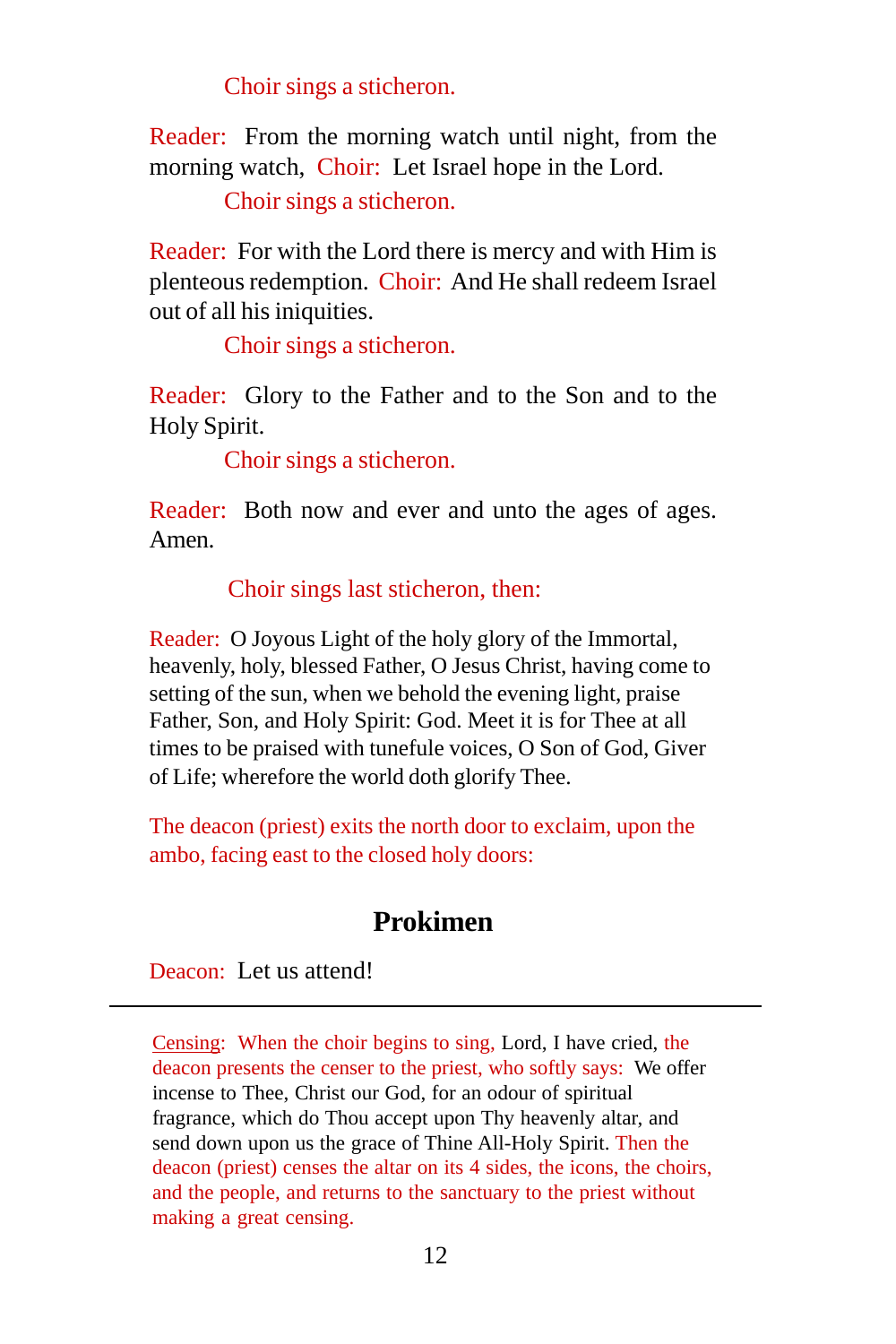Choir sings a sticheron.

Reader: From the morning watch until night, from the morning watch, Choir: Let Israel hope in the Lord.

Choir sings a sticheron.

Reader: For with the Lord there is mercy and with Him is plenteous redemption. Choir: And He shall redeem Israel out of all his iniquities.

Choir sings a sticheron.

Reader: Glory to the Father and to the Son and to the Holy Spirit.

Choir sings a sticheron.

Reader: Both now and ever and unto the ages of ages. Amen.

Choir sings last sticheron, then:

Reader: O Joyous Light of the holy glory of the Immortal, heavenly, holy, blessed Father, O Jesus Christ, having come to setting of the sun, when we behold the evening light, praise Father, Son, and Holy Spirit: God. Meet it is for Thee at all times to be praised with tuneful voices, O Son of God, Giver of Life; wherefore the world doth glorify Thee.

The deacon (priest) exits the north door to exclaim, upon the ambo, facing east to the closed holy doors:

## Prokimen

Deacon: Let us attend!

---

Censing: When the choir begins to sing, Lord, I have cried, the deacon presents the censer to the priest, who softly says: We offer incense to Thee, Christ our God, for an odour of spiritual fragrance, which do Thou accept upon Thy heavenly altar, and send down upon us the grace of Thine All-Holy Spirit. Then the deacon (priest) censes the altar on its 4 sides, the icons, the choirs, and the people, and returns to the sanctuary to the priest without making a great censing.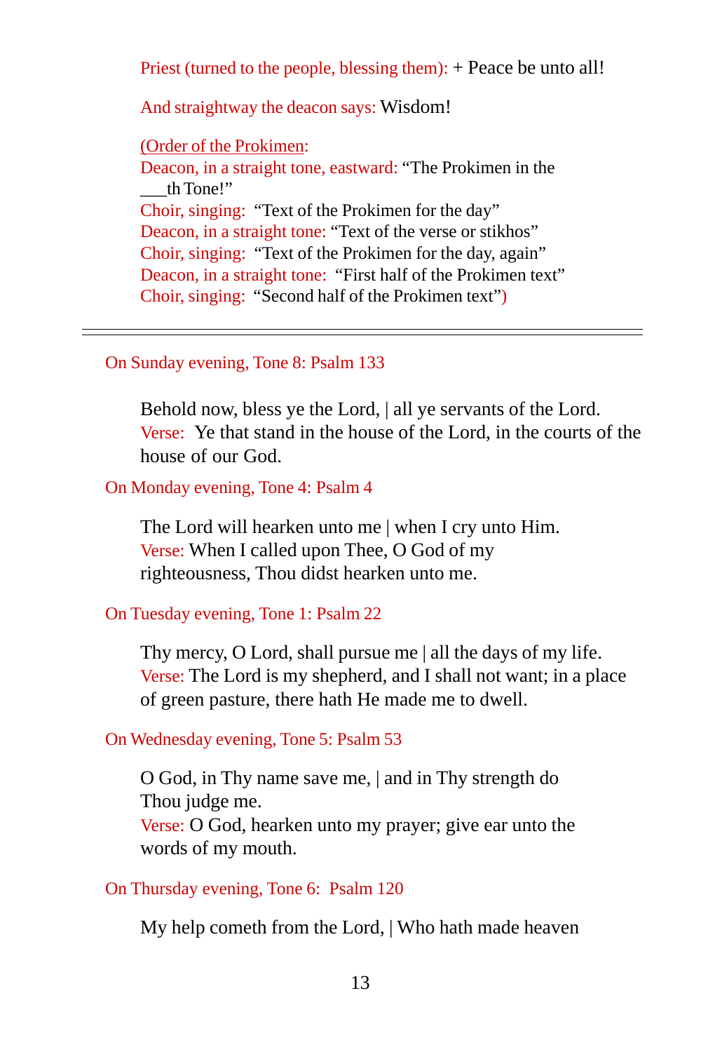Priest (turned to the people, blessing them): + Peace be unto all!

And straightway the deacon says: Wisdom!

(Order of the Prokimen:
Deacon, in a straight tone, eastward: “The Prokimen in the ___th Tone!”
Choir, singing: “Text of the Prokimen for the day”
Deacon, in a straight tone: “Text of the verse or stikhos”
Choir, singing: “Text of the Prokimen for the day, again”
Deacon, in a straight tone: “First half of the Prokimen text”
Choir, singing: “Second half of the Prokimen text”)

---

On Sunday evening, Tone 8: Psalm 133

Behold now, bless ye the Lord, | all ye servants of the Lord.
Verse: Ye that stand in the house of the Lord, in the courts of the house of our God.

On Monday evening, Tone 4: Psalm 4

The Lord will hearken unto me | when I cry unto Him.
Verse: When I called upon Thee, O God of my righteousness, Thou didst hearken unto me.

On Tuesday evening, Tone 1: Psalm 22

Thy mercy, O Lord, shall pursue me | all the days of my life.
Verse: The Lord is my shepherd, and I shall not want; in a place of green pasture, there hath He made me to dwell.

On Wednesday evening, Tone 5: Psalm 53

O God, in Thy name save me, | and in Thy strength do Thou judge me.
Verse: O God, hearken unto my prayer; give ear unto the words of my mouth.

On Thursday evening, Tone 6: Psalm 120

My help cometh from the Lord, | Who hath made heaven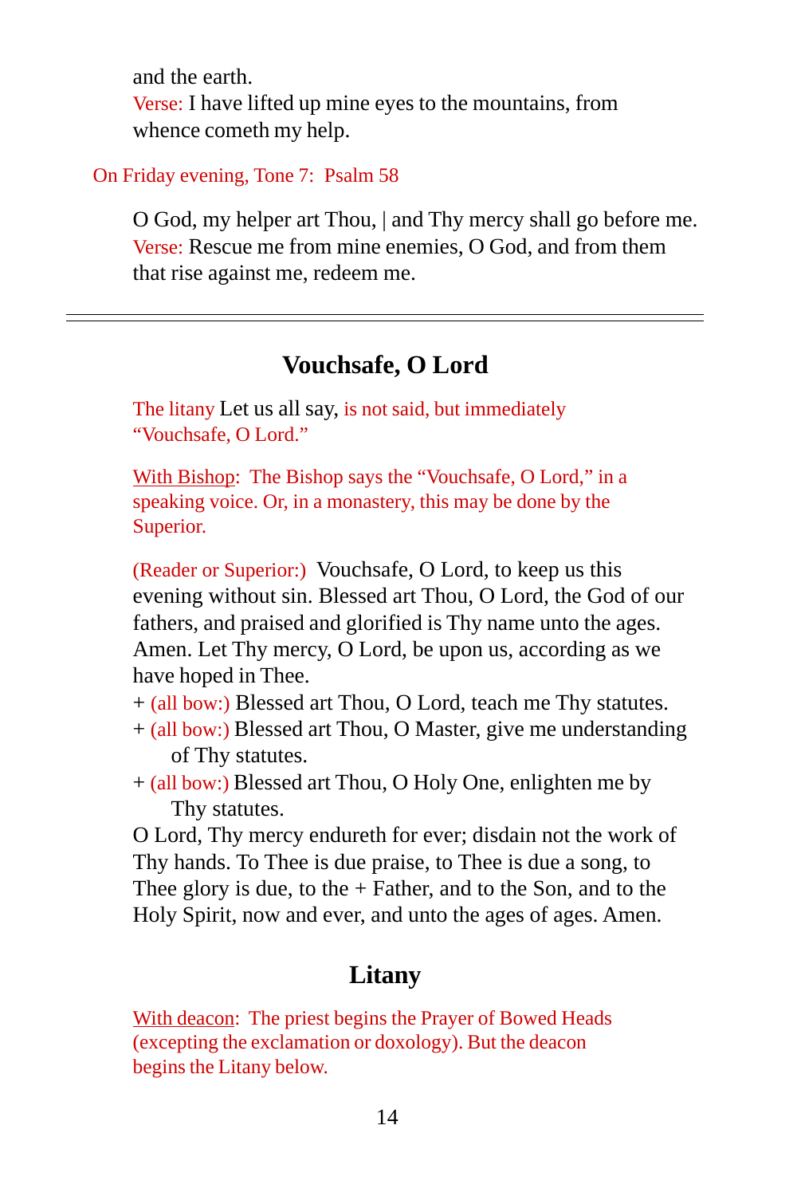and the earth.
Verse: I have lifted up mine eyes to the mountains, from whence cometh my help.

On Friday evening, Tone 7: Psalm 58

O God, my helper art Thou, | and Thy mercy shall go before me.
Verse: Rescue me from mine enemies, O God, and from them that rise against me, redeem me.

---

## Vouchsafe, O Lord

The litany Let us all say, is not said, but immediately "Vouchsafe, O Lord."

<u>With Bishop</u>: The Bishop says the "Vouchsafe, O Lord," in a speaking voice. Or, in a monastery, this may be done by the Superior.

(Reader or Superior:) Vouchsafe, O Lord, to keep us this evening without sin. Blessed art Thou, O Lord, the God of our fathers, and praised and glorified is Thy name unto the ages. Amen. Let Thy mercy, O Lord, be upon us, according as we have hoped in Thee.
+ (all bow:) Blessed art Thou, O Lord, teach me Thy statutes.
+ (all bow:) Blessed art Thou, O Master, give me understanding of Thy statutes.
+ (all bow:) Blessed art Thou, O Holy One, enlighten me by Thy statutes.
O Lord, Thy mercy endureth for ever; disdain not the work of Thy hands. To Thee is due praise, to Thee is due a song, to Thee glory is due, to the + Father, and to the Son, and to the Holy Spirit, now and ever, and unto the ages of ages. Amen.

## Litany

<u>With deacon</u>: The priest begins the Prayer of Bowed Heads (excepting the exclamation or doxology). But the deacon begins the Litany below.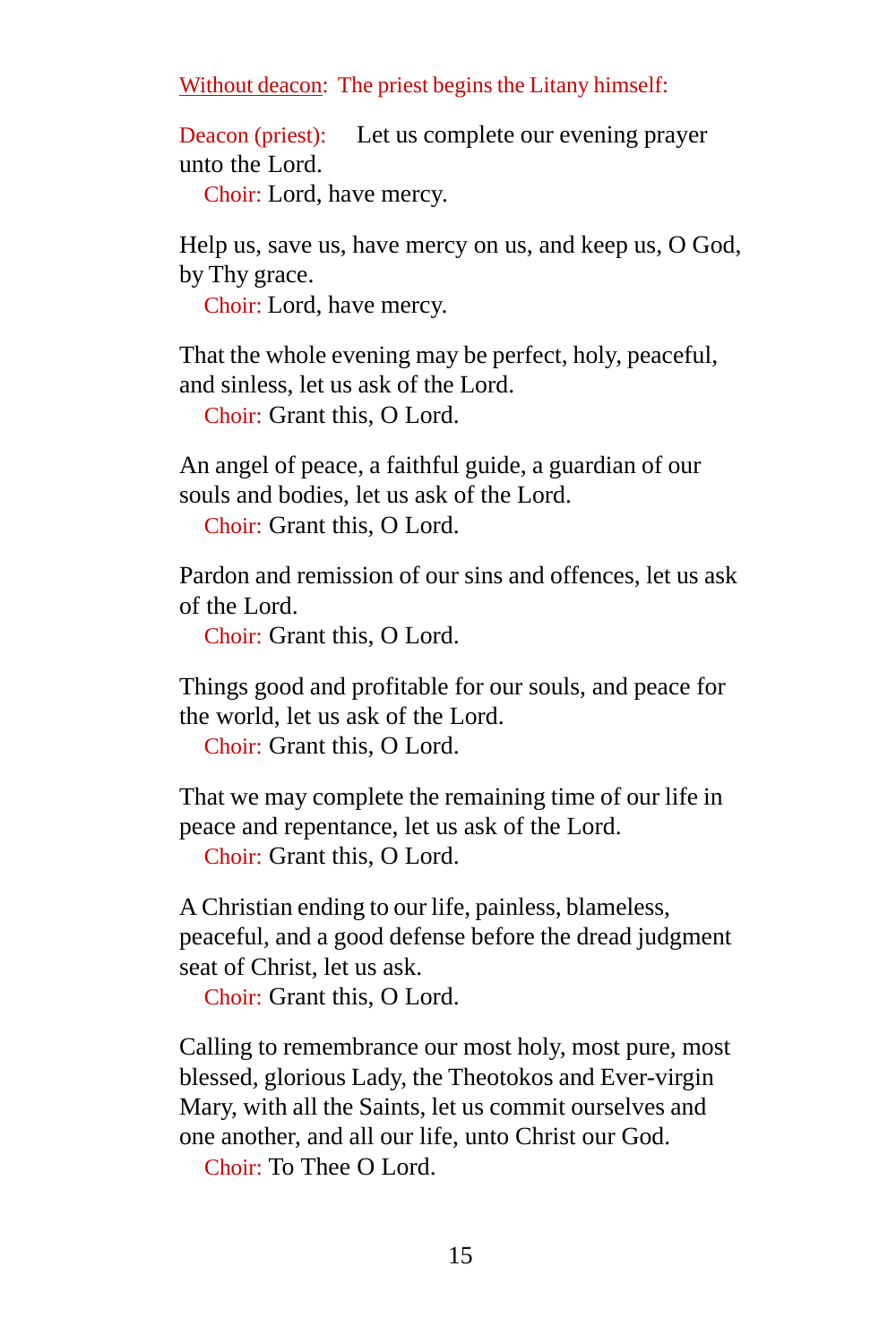Without deacon: The priest begins the Litany himself:

Deacon (priest): Let us complete our evening prayer unto the Lord.

Choir: Lord, have mercy.

Help us, save us, have mercy on us, and keep us, O God, by Thy grace.

Choir: Lord, have mercy.

That the whole evening may be perfect, holy, peaceful, and sinless, let us ask of the Lord.

Choir: Grant this, O Lord.

An angel of peace, a faithful guide, a guardian of our souls and bodies, let us ask of the Lord.

Choir: Grant this, O Lord.

Pardon and remission of our sins and offences, let us ask of the Lord.

Choir: Grant this, O Lord.

Things good and profitable for our souls, and peace for the world, let us ask of the Lord.

Choir: Grant this, O Lord.

That we may complete the remaining time of our life in peace and repentance, let us ask of the Lord.

Choir: Grant this, O Lord.

A Christian ending to our life, painless, blameless, peaceful, and a good defense before the dread judgment seat of Christ, let us ask.

Choir: Grant this, O Lord.

Calling to remembrance our most holy, most pure, most blessed, glorious Lady, the Theotokos and Ever-virgin Mary, with all the Saints, let us commit ourselves and one another, and all our life, unto Christ our God.

Choir: To Thee O Lord.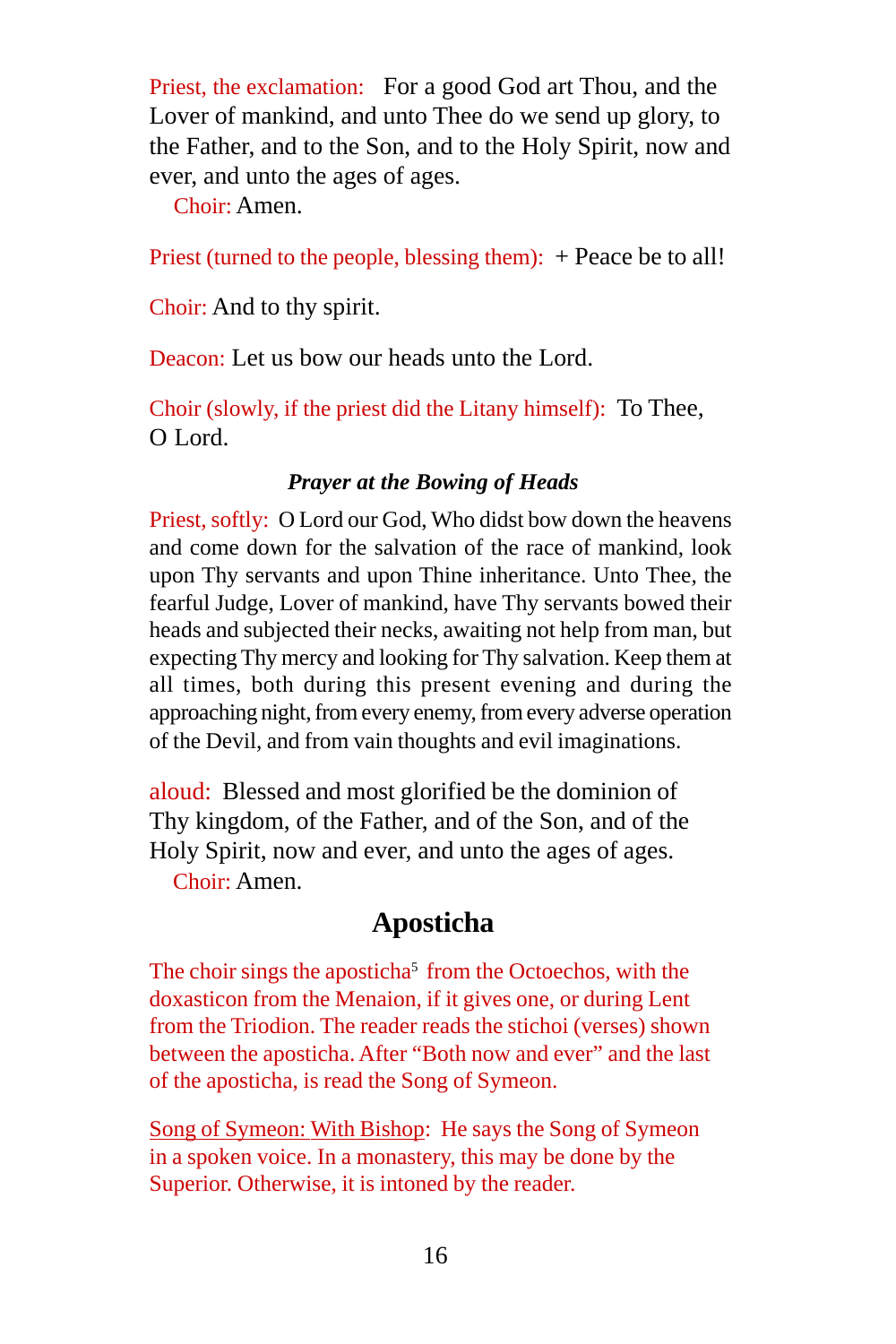Priest, the exclamation: For a good God art Thou, and the Lover of mankind, and unto Thee do we send up glory, to the Father, and to the Son, and to the Holy Spirit, now and ever, and unto the ages of ages.

Choir: Amen.

Priest (turned to the people, blessing them): + Peace be to all!

Choir: And to thy spirit.

Deacon: Let us bow our heads unto the Lord.

Choir (slowly, if the priest did the Litany himself): To Thee, O Lord.

***Prayer at the Bowing of Heads***

Priest, softly: O Lord our God, Who didst bow down the heavens and come down for the salvation of the race of mankind, look upon Thy servants and upon Thine inheritance. Unto Thee, the fearful Judge, Lover of mankind, have Thy servants bowed their heads and subjected their necks, awaiting not help from man, but expecting Thy mercy and looking for Thy salvation. Keep them at all times, both during this present evening and during the approaching night, from every enemy, from every adverse operation of the Devil, and from vain thoughts and evil imaginations.

aloud: Blessed and most glorified be the dominion of Thy kingdom, of the Father, and of the Son, and of the Holy Spirit, now and ever, and unto the ages of ages.

Choir: Amen.

## Aposticha

The choir sings the aposticha[5] from the Octoechos, with the doxasticon from the Menaion, if it gives one, or during Lent from the Triodion. The reader reads the stichoi (verses) shown between the aposticha. After "Both now and ever" and the last of the aposticha, is read the Song of Symeon.

Song of Symeon: With Bishop: He says the Song of Symeon in a spoken voice. In a monastery, this may be done by the Superior. Otherwise, it is intoned by the reader.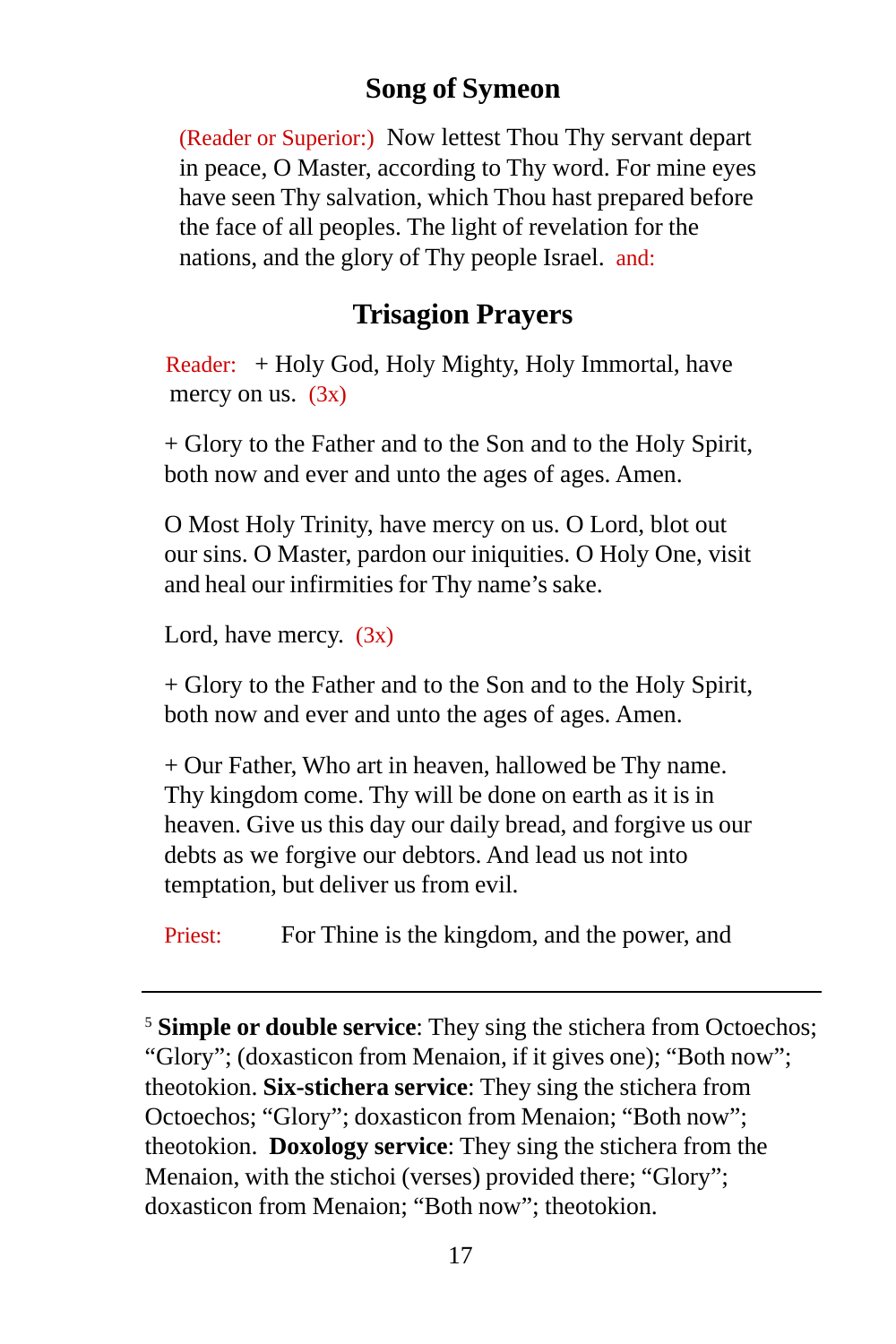## Song of Symeon

(Reader or Superior:) Now lettest Thou Thy servant depart in peace, O Master, according to Thy word. For mine eyes have seen Thy salvation, which Thou hast prepared before the face of all peoples. The light of revelation for the nations, and the glory of Thy people Israel. and:

## Trisagion Prayers

Reader: + Holy God, Holy Mighty, Holy Immortal, have mercy on us. (3x)

+ Glory to the Father and to the Son and to the Holy Spirit, both now and ever and unto the ages of ages. Amen.

O Most Holy Trinity, have mercy on us. O Lord, blot out our sins. O Master, pardon our iniquities. O Holy One, visit and heal our infirmities for Thy name's sake.

Lord, have mercy. (3x)

+ Glory to the Father and to the Son and to the Holy Spirit, both now and ever and unto the ages of ages. Amen.

+ Our Father, Who art in heaven, hallowed be Thy name. Thy kingdom come. Thy will be done on earth as it is in heaven. Give us this day our daily bread, and forgive us our debts as we forgive our debtors. And lead us not into temptation, but deliver us from evil.

Priest: For Thine is the kingdom, and the power, and

---

[5] **Simple or double service**: They sing the stichera from Octoechos; "Glory"; (doxasticon from Menaion, if it gives one); "Both now"; theotokion. **Six-stichera service**: They sing the stichera from Octoechos; "Glory"; doxasticon from Menaion; "Both now"; theotokion. **Doxology service**: They sing the stichera from the Menaion, with the stichoi (verses) provided there; "Glory"; doxasticon from Menaion; "Both now"; theotokion.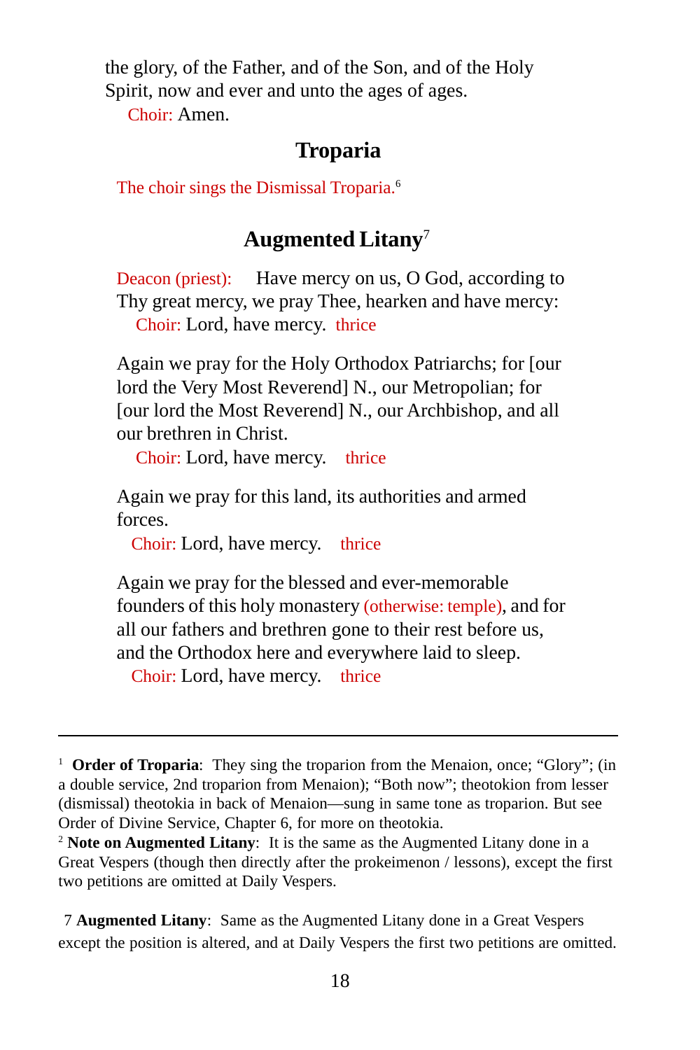the glory, of the Father, and of the Son, and of the Holy Spirit, now and ever and unto the ages of ages.

Choir: Amen.

## Troparia

The choir sings the Dismissal Troparia.[6]

## Augmented Litany[7]

Deacon (priest): Have mercy on us, O God, according to Thy great mercy, we pray Thee, hearken and have mercy:

Choir: Lord, have mercy. thrice

Again we pray for the Holy Orthodox Patriarchs; for [our lord the Very Most Reverend] N., our Metropolitan; for [our lord the Most Reverend] N., our Archbishop, and all our brethren in Christ.

Choir: Lord, have mercy. thrice

Again we pray for this land, its authorities and armed forces.

Choir: Lord, have mercy. thrice

Again we pray for the blessed and ever-memorable founders of this holy monastery (otherwise: temple), and for all our fathers and brethren gone to their rest before us, and the Orthodox here and everywhere laid to sleep.

Choir: Lord, have mercy. thrice

---

[1] **Order of Troparia**: They sing the troparion from the Menaion, once; "Glory"; (in a double service, 2nd troparion from Menaion); "Both now"; theotokion from lesser (dismissal) theotokia in back of Menaion—sung in same tone as troparion. But see Order of Divine Service, Chapter 6, for more on theotokia.

[2] **Note on Augmented Litany**: It is the same as the Augmented Litany done in a Great Vespers (though then directly after the prokeimenon / lessons), except the first two petitions are omitted at Daily Vespers.

7 **Augmented Litany**: Same as the Augmented Litany done in a Great Vespers except the position is altered, and at Daily Vespers the first two petitions are omitted.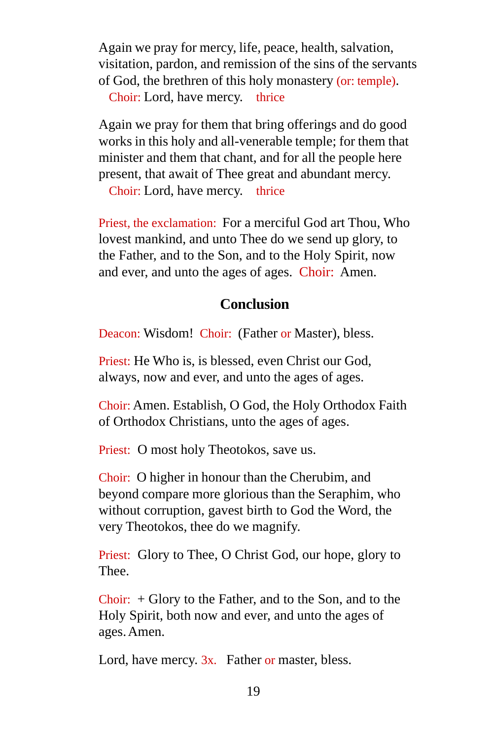Again we pray for mercy, life, peace, health, salvation, visitation, pardon, and remission of the sins of the servants of God, the brethren of this holy monastery (or: temple).

Choir: Lord, have mercy. thrice

Again we pray for them that bring offerings and do good works in this holy and all-venerable temple; for them that minister and them that chant, and for all the people here present, that await of Thee great and abundant mercy.

Choir: Lord, have mercy. thrice

Priest, the exclamation: For a merciful God art Thou, Who lovest mankind, and unto Thee do we send up glory, to the Father, and to the Son, and to the Holy Spirit, now and ever, and unto the ages of ages. Choir: Amen.

### Conclusion

Deacon: Wisdom! Choir: (Father or Master), bless.

Priest: He Who is, is blessed, even Christ our God, always, now and ever, and unto the ages of ages.

Choir: Amen. Establish, O God, the Holy Orthodox Faith of Orthodox Christians, unto the ages of ages.

Priest: O most holy Theotokos, save us.

Choir: O higher in honour than the Cherubim, and beyond compare more glorious than the Seraphim, who without corruption, gavest birth to God the Word, the very Theotokos, thee do we magnify.

Priest: Glory to Thee, O Christ God, our hope, glory to Thee.

Choir: + Glory to the Father, and to the Son, and to the Holy Spirit, both now and ever, and unto the ages of ages. Amen.

Lord, have mercy. 3x. Father or master, bless.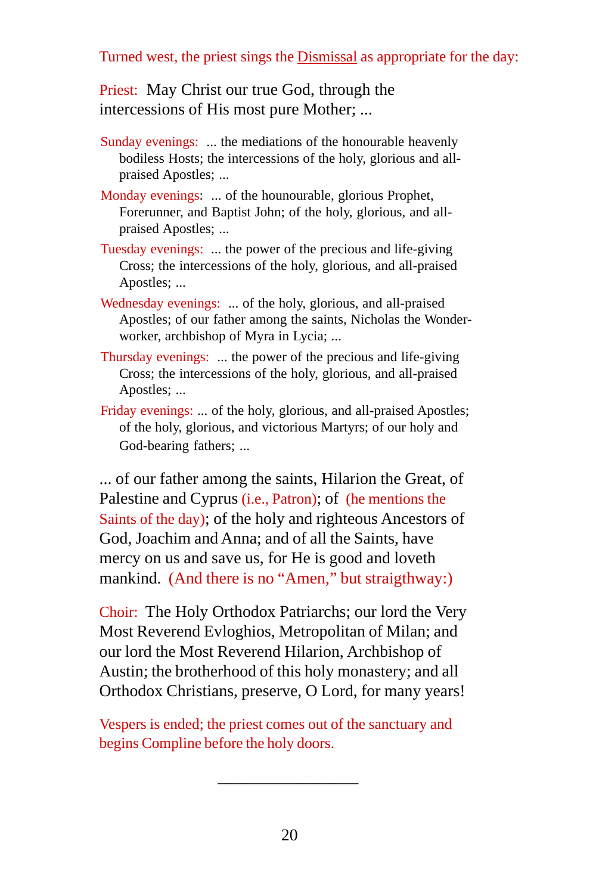Turned west, the priest sings the Dismissal as appropriate for the day:

Priest: May Christ our true God, through the intercessions of His most pure Mother; ...

Sunday evenings: ... the mediations of the honourable heavenly bodiless Hosts; the intercessions of the holy, glorious and all-praised Apostles; ...

Monday evenings: ... of the hounourable, glorious Prophet, Forerunner, and Baptist John; of the holy, glorious, and all-praised Apostles; ...

Tuesday evenings: ... the power of the precious and life-giving Cross; the intercessions of the holy, glorious, and all-praised Apostles; ...

Wednesday evenings: ... of the holy, glorious, and all-praised Apostles; of our father among the saints, Nicholas the Wonder-worker, archbishop of Myra in Lycia; ...

Thursday evenings: ... the power of the precious and life-giving Cross; the intercessions of the holy, glorious, and all-praised Apostles; ...

Friday evenings: ... of the holy, glorious, and all-praised Apostles; of the holy, glorious, and victorious Martyrs; of our holy and God-bearing fathers; ...

... of our father among the saints, Hilarion the Great, of Palestine and Cyprus (i.e., Patron); of (he mentions the Saints of the day); of the holy and righteous Ancestors of God, Joachim and Anna; and of all the Saints, have mercy on us and save us, for He is good and loveth mankind. (And there is no "Amen," but straigthway:)

Choir: The Holy Orthodox Patriarchs; our lord the Very Most Reverend Evloghios, Metropolitan of Milan; and our lord the Most Reverend Hilarion, Archbishop of Austin; the brotherhood of this holy monastery; and all Orthodox Christians, preserve, O Lord, for many years!

Vespers is ended; the priest comes out of the sanctuary and begins Compline before the holy doors.